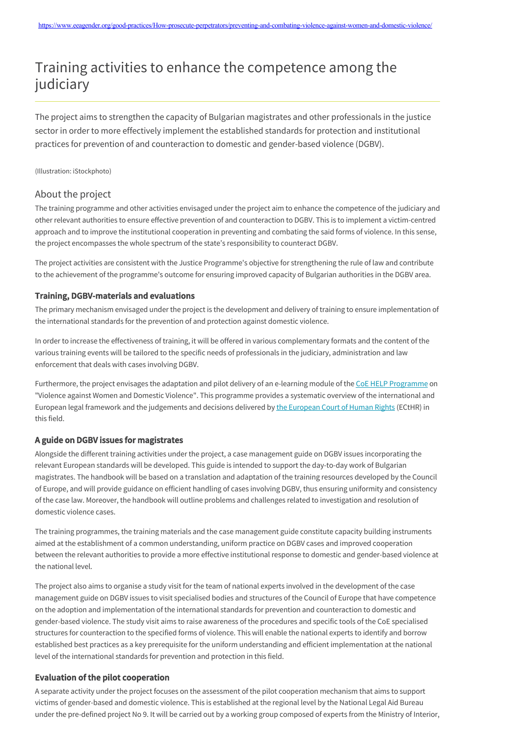https://www.eeagender.org/good-practices/How-prosecute-perpetrators/preventing-and-combating-violence-against-women-and-domestic-violence/

# Training activities to enhance the competence among the judiciary

The project aims to strengthen the capacity of Bulgarian magistrates and other professionals in the justice sector in order to more effectively implement the established standards for protection and institutional practices for prevention of and counteraction to domestic and gender-based violence (DGBV).

(Illustration: iStockphoto)

## About the project

The training programme and other activities envisaged under the project aim to enhance the competence of the judiciary and other relevant authorities to ensure effective prevention of and counteraction to DGBV. This is to implement a victim-centred approach and to improve the institutional cooperation in preventing and combating the said forms of violence. In this sense, the project encompasses the whole spectrum of the state's responsibility to counteract DGBV.

The project activities are consistent with the Justice Programme's objective for strengthening the rule of law and contribute to the achievement of the programme's outcome for ensuring improved capacity of Bulgarian authorities in the DGBV area.

### Training, DGBV-materials and evaluations

The primary mechanism envisaged under the project is the development and delivery of training to ensure implementation of the international standards for the prevention of and protection against domestic violence.

In order to increase the effectiveness of training, it will be offered in various complementary formats and the content of the various training events will be tailored to the specific needs of professionals in the judiciary, administration and law enforcement that deals with cases involving DGBV.

Furthermore, the project envisages the adaptation and pilot delivery of an e-learning module of the CoE HELP Programme on "Violence against Women and Domestic Violence". This programme provides a systematic overview of the international and European legal framework and the judgements and decisions delivered by the European Court of Human Rights (ECtHR) in this field.

### A guide on DGBV issues for magistrates

Alongside the different training activities under the project, a case management guide on DGBV issues incorporating the relevant European standards will be developed. This guide is intended to support the day-to-day work of Bulgarian magistrates. The handbook will be based on a translation and adaptation of the training resources developed by the Council of Europe, and will provide guidance on efficient handling of cases involving DGBV, thus ensuring uniformity and consistency of the case law. Moreover, the handbook will outline problems and challenges related to investigation and resolution of domestic violence cases.

The training programmes, the training materials and the case management guide constitute capacity building instruments aimed at the establishment of a common understanding, uniform practice on DGBV cases and improved cooperation between the relevant authorities to provide a more effective institutional response to domestic and gender-based violence at the national level.

The project also aims to organise a study visit for the team of national experts involved in the development of the case management guide on DGBV issues to visit specialised bodies and structures of the Council of Europe that have competence on the adoption and implementation of the international standards for prevention and counteraction to domestic and gender-based violence. The study visit aims to raise awareness of the procedures and specific tools of the CoE specialised structures for counteraction to the specified forms of violence. This will enable the national experts to identify and borrow established best practices as a key prerequisite for the uniform understanding and efficient implementation at the national level of the international standards for prevention and protection in this field.

### Evaluation of the pilot cooperation

A separate activity under the project focuses on the assessment of the pilot cooperation mechanism that aims to support victims of gender-based and domestic violence. This is established at the regional level by the National Legal Aid Bureau under the pre-defined project No 9. It will be carried out by a working group composed of experts from the Ministry of Interior,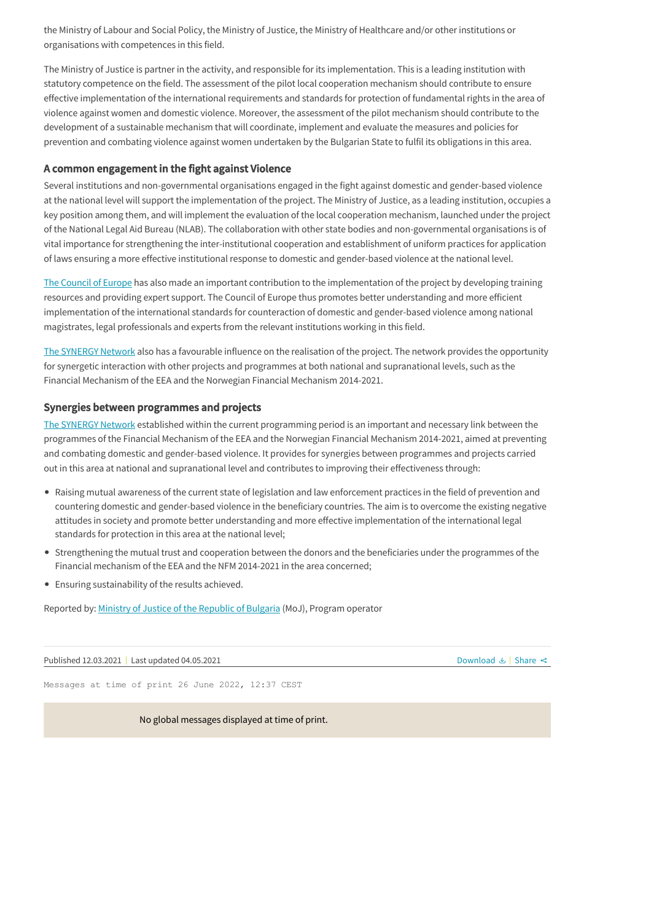the Ministry of Labour and Social Policy, the Ministry of Justice, the Ministry of Healthcare and/or other institutions or organisations with competences in this field.

The Ministry of Justice is partner in the activity, and responsible for its implementation. This is a leading institution with statutory competence on the field. The assessment of the pilot local cooperation mechanism should contribute to ensure effective implementation of the international requirements and standards for protection of fundamental rights in the area of violence against women and domestic violence. Moreover, the assessment of the pilot mechanism should contribute to the development of a sustainable mechanism that will coordinate, implement and evaluate the measures and policies for prevention and combating violence against women undertaken by the Bulgarian State to fulfil its obligations in this area.

### A common engagement in the fight against Violence

Several institutions and non-governmental organisations engaged in the fight against domestic and gender-based violence at the national level will support the implementation of the project. The Ministry of Justice, as a leading institution, occupies a key position among them, and will implement the evaluation of the local cooperation mechanism, launched under the project of the National Legal Aid Bureau (NLAB). The collaboration with other state bodies and non-governmental organisations is of vital importance for strengthening the inter-institutional cooperation and establishment of uniform practices for application of laws ensuring a more effective institutional response to domestic and gender-based violence at the national level.

The Council of Europe has also made an important contribution to the implementation of the project by developing training resources and providing expert support. The Council of Europe thus promotes better understanding and more efficient implementation of the international standards for counteraction of domestic and gender-based violence among national magistrates, legal professionals and experts from the relevant institutions working in this field.

The SYNERGY Network also has a favourable influence on the realisation of the project. The network provides the opportunity for synergetic interaction with other projects and programmes at both national and supranational levels, such as the Financial Mechanism of the EEA and the Norwegian Financial Mechanism 2014-2021.

### Synergies between programmes and projects

The SYNERGY Network established within the current programming period is an important and necessary link between the programmes of the Financial Mechanism of the EEA and the Norwegian Financial Mechanism 2014-2021, aimed at preventing and combating domestic and gender-based violence. It provides for synergies between programmes and projects carried out in this area at national and supranational level and contributes to improving their effectiveness through:

- Raising mutual awareness of the current state of legislation and law enforcement practices in the field of prevention and countering domestic and gender-based violence in the beneficiary countries. The aim is to overcome the existing negative attitudes in society and promote better understanding and more effective implementation of the international legal standards for protection in this area at the national level;
- Strengthening the mutual trust and cooperation between the donors and the beneficiaries under the programmes of the Financial mechanism of the EEA and the NFM 2014-2021 in the area concerned;
- Ensuring sustainability of the results achieved.

Reported by: Ministry of Justice of the Republic of Bulgaria (MoJ), Program operator

Published 12.03.2021 | Last updated 04.05.2021

Messages at time of print 26 June 2022, 12:37 CEST

No global messages displayed at time of print.